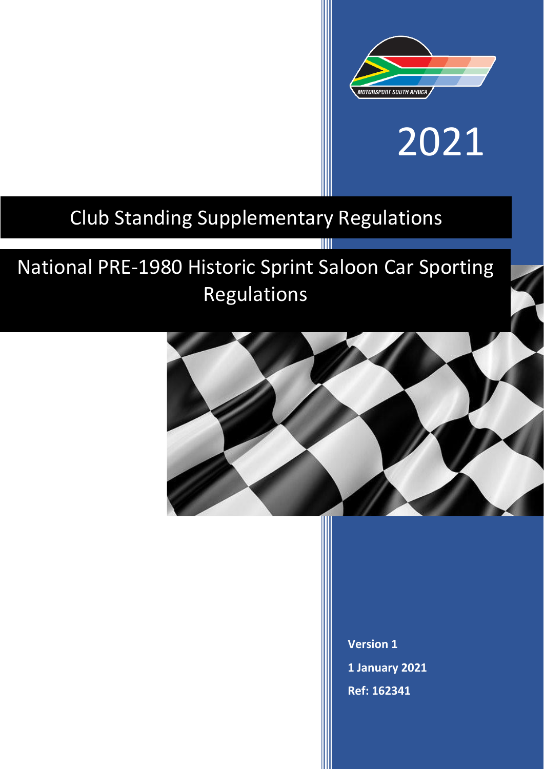MOTORSPORT SOUTH AFRICA

# 2021

## Club Standing Supplementary Regulations

## National PRE-1980 Historic Sprint Saloon Car Sporting Regulations

**Version 1**

**1 January 2021**

**Ref: 162341**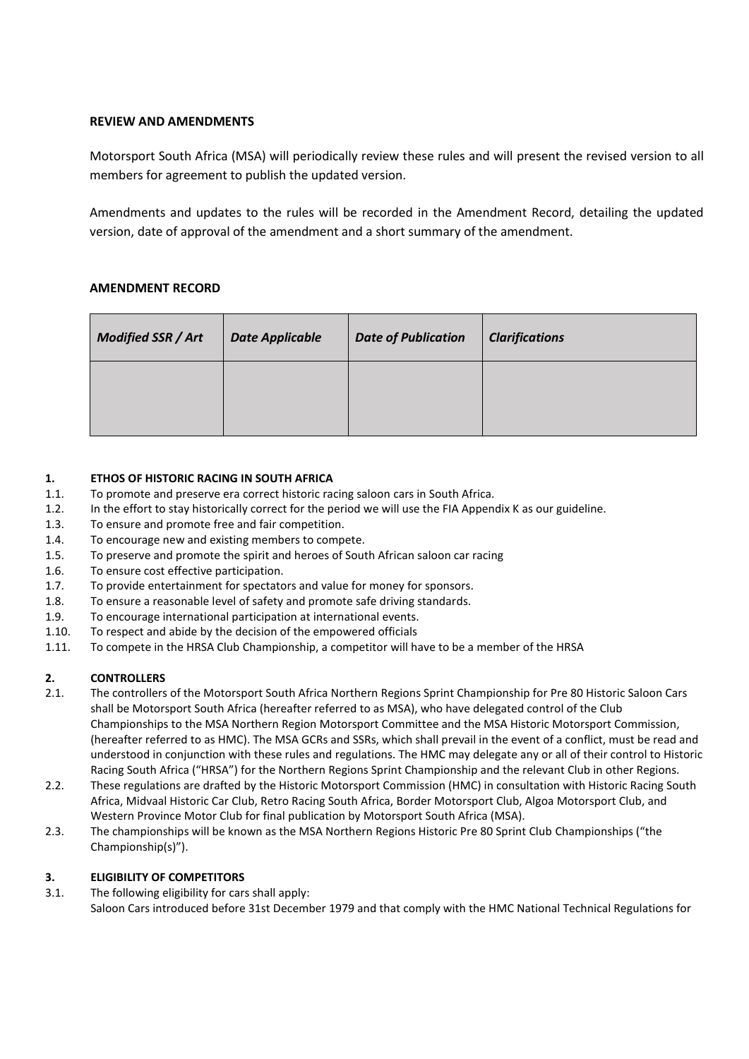**REVIEW AND AMENDMENTS**

Motorsport South Africa (MSA) will periodically review these rules and will present the revised version to all members for agreement to publish the updated version.

Amendments and updates to the rules will be recorded in the Amendment Record, detailing the updated version, date of approval of the amendment and a short summary of the amendment.

**AMENDMENT RECORD**

| ***Modified SSR / Art*** | ***Date Applicable*** | ***Date of Publication*** | ***Clarifications*** |
|---|---|---|---|
| | | | |

**1. ETHOS OF HISTORIC RACING IN SOUTH AFRICA**

1.1. To promote and preserve era correct historic racing saloon cars in South Africa.
1.2. In the effort to stay historically correct for the period we will use the FIA Appendix K as our guideline.
1.3. To ensure and promote free and fair competition.
1.4. To encourage new and existing members to compete.
1.5. To preserve and promote the spirit and heroes of South African saloon car racing
1.6. To ensure cost effective participation.
1.7. To provide entertainment for spectators and value for money for sponsors.
1.8. To ensure a reasonable level of safety and promote safe driving standards.
1.9. To encourage international participation at international events.
1.10. To respect and abide by the decision of the empowered officials
1.11. To compete in the HRSA Club Championship, a competitor will have to be a member of the HRSA

**2. CONTROLLERS**

2.1. The controllers of the Motorsport South Africa Northern Regions Sprint Championship for Pre 80 Historic Saloon Cars shall be Motorsport South Africa (hereafter referred to as MSA), who have delegated control of the Club Championships to the MSA Northern Region Motorsport Committee and the MSA Historic Motorsport Commission, (hereafter referred to as HMC). The MSA GCRs and SSRs, which shall prevail in the event of a conflict, must be read and understood in conjunction with these rules and regulations. The HMC may delegate any or all of their control to Historic Racing South Africa ("HRSA") for the Northern Regions Sprint Championship and the relevant Club in other Regions.
2.2. These regulations are drafted by the Historic Motorsport Commission (HMC) in consultation with Historic Racing South Africa, Midvaal Historic Car Club, Retro Racing South Africa, Border Motorsport Club, Algoa Motorsport Club, and Western Province Motor Club for final publication by Motorsport South Africa (MSA).
2.3. The championships will be known as the MSA Northern Regions Historic Pre 80 Sprint Club Championships ("the Championship(s)").

**3. ELIGIBILITY OF COMPETITORS**

3.1. The following eligibility for cars shall apply:
Saloon Cars introduced before 31st December 1979 and that comply with the HMC National Technical Regulations for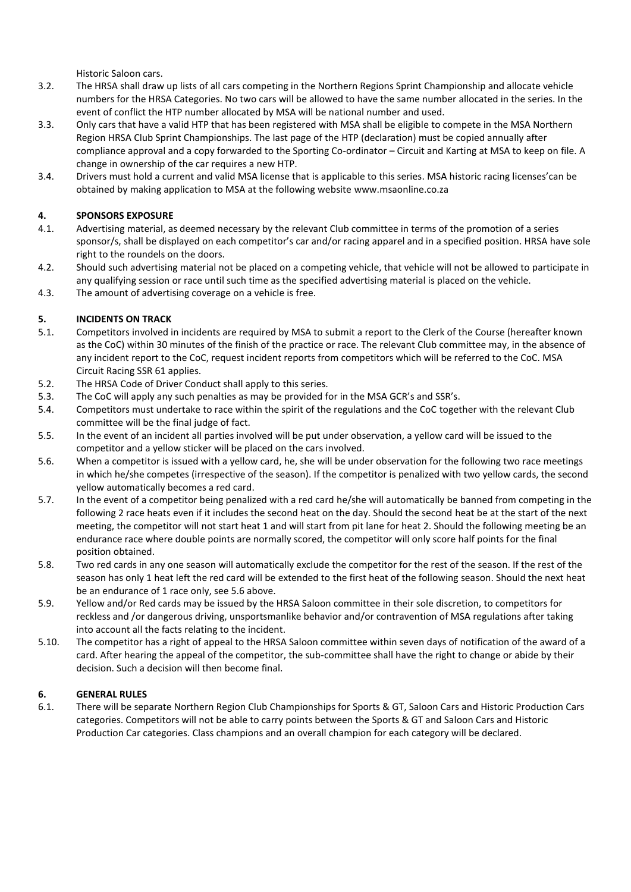Historic Saloon cars.

3.2. The HRSA shall draw up lists of all cars competing in the Northern Regions Sprint Championship and allocate vehicle numbers for the HRSA Categories. No two cars will be allowed to have the same number allocated in the series. In the event of conflict the HTP number allocated by MSA will be national number and used.

3.3. Only cars that have a valid HTP that has been registered with MSA shall be eligible to compete in the MSA Northern Region HRSA Club Sprint Championships. The last page of the HTP (declaration) must be copied annually after compliance approval and a copy forwarded to the Sporting Co-ordinator – Circuit and Karting at MSA to keep on file. A change in ownership of the car requires a new HTP.

3.4. Drivers must hold a current and valid MSA license that is applicable to this series. MSA historic racing licenses'can be obtained by making application to MSA at the following website www.msaonline.co.za

## 4. SPONSORS EXPOSURE

4.1. Advertising material, as deemed necessary by the relevant Club committee in terms of the promotion of a series sponsor/s, shall be displayed on each competitor's car and/or racing apparel and in a specified position. HRSA have sole right to the roundels on the doors.

4.2. Should such advertising material not be placed on a competing vehicle, that vehicle will not be allowed to participate in any qualifying session or race until such time as the specified advertising material is placed on the vehicle.

4.3. The amount of advertising coverage on a vehicle is free.

## 5. INCIDENTS ON TRACK

5.1. Competitors involved in incidents are required by MSA to submit a report to the Clerk of the Course (hereafter known as the CoC) within 30 minutes of the finish of the practice or race. The relevant Club committee may, in the absence of any incident report to the CoC, request incident reports from competitors which will be referred to the CoC. MSA Circuit Racing SSR 61 applies.

5.2. The HRSA Code of Driver Conduct shall apply to this series.

5.3. The CoC will apply any such penalties as may be provided for in the MSA GCR's and SSR's.

5.4. Competitors must undertake to race within the spirit of the regulations and the CoC together with the relevant Club committee will be the final judge of fact.

5.5. In the event of an incident all parties involved will be put under observation, a yellow card will be issued to the competitor and a yellow sticker will be placed on the cars involved.

5.6. When a competitor is issued with a yellow card, he, she will be under observation for the following two race meetings in which he/she competes (irrespective of the season). If the competitor is penalized with two yellow cards, the second yellow automatically becomes a red card.

5.7. In the event of a competitor being penalized with a red card he/she will automatically be banned from competing in the following 2 race heats even if it includes the second heat on the day. Should the second heat be at the start of the next meeting, the competitor will not start heat 1 and will start from pit lane for heat 2. Should the following meeting be an endurance race where double points are normally scored, the competitor will only score half points for the final position obtained.

5.8. Two red cards in any one season will automatically exclude the competitor for the rest of the season. If the rest of the season has only 1 heat left the red card will be extended to the first heat of the following season. Should the next heat be an endurance of 1 race only, see 5.6 above.

5.9. Yellow and/or Red cards may be issued by the HRSA Saloon committee in their sole discretion, to competitors for reckless and /or dangerous driving, unsportsmanlike behavior and/or contravention of MSA regulations after taking into account all the facts relating to the incident.

5.10. The competitor has a right of appeal to the HRSA Saloon committee within seven days of notification of the award of a card. After hearing the appeal of the competitor, the sub-committee shall have the right to change or abide by their decision. Such a decision will then become final.

## 6. GENERAL RULES

6.1. There will be separate Northern Region Club Championships for Sports & GT, Saloon Cars and Historic Production Cars categories. Competitors will not be able to carry points between the Sports & GT and Saloon Cars and Historic Production Car categories. Class champions and an overall champion for each category will be declared.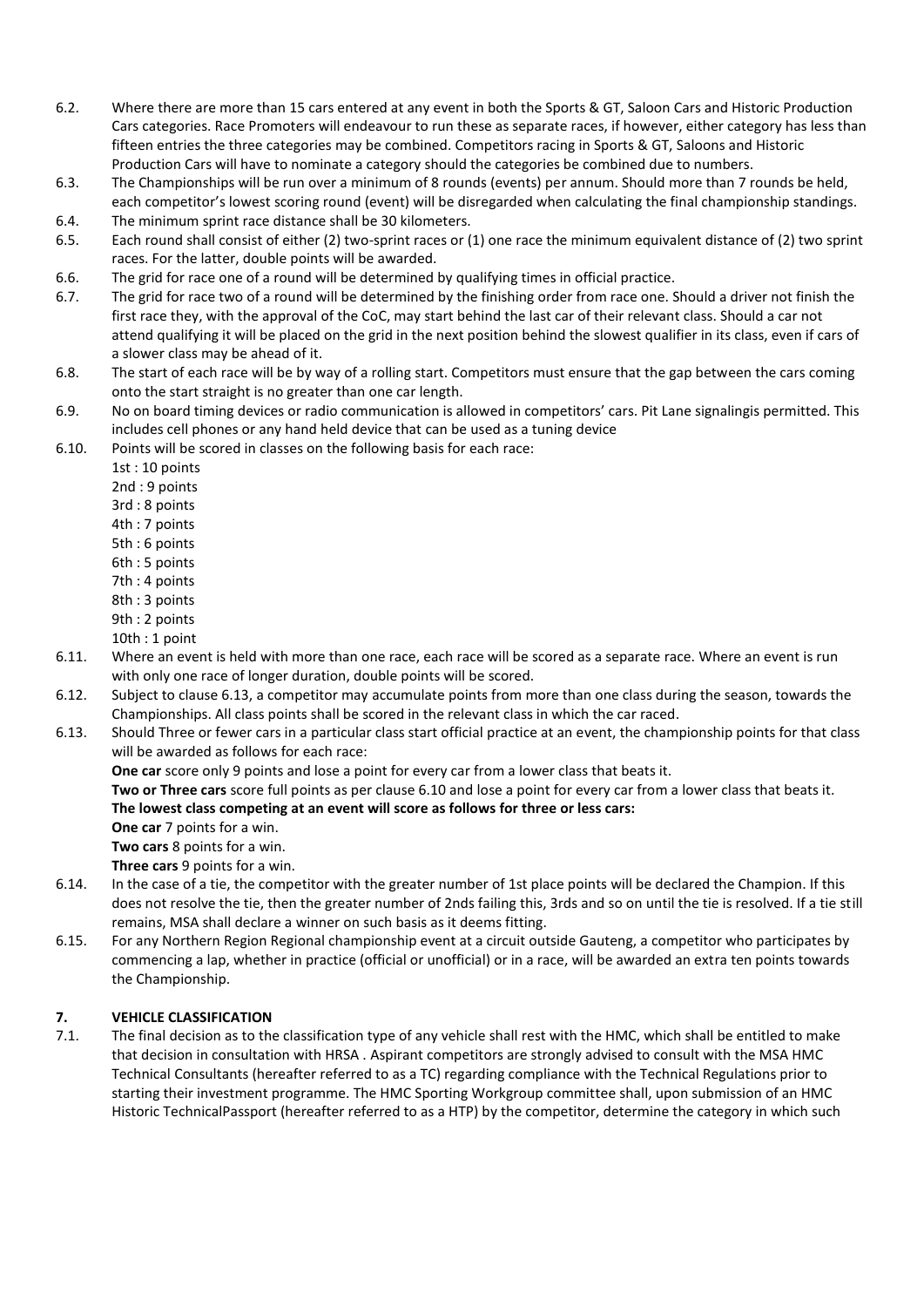6.2. Where there are more than 15 cars entered at any event in both the Sports & GT, Saloon Cars and Historic Production Cars categories. Race Promoters will endeavour to run these as separate races, if however, either category has less than fifteen entries the three categories may be combined. Competitors racing in Sports & GT, Saloons and Historic Production Cars will have to nominate a category should the categories be combined due to numbers.

6.3. The Championships will be run over a minimum of 8 rounds (events) per annum. Should more than 7 rounds be held, each competitor's lowest scoring round (event) will be disregarded when calculating the final championship standings.

6.4. The minimum sprint race distance shall be 30 kilometers.

6.5. Each round shall consist of either (2) two-sprint races or (1) one race the minimum equivalent distance of (2) two sprint races. For the latter, double points will be awarded.

6.6. The grid for race one of a round will be determined by qualifying times in official practice.

6.7. The grid for race two of a round will be determined by the finishing order from race one. Should a driver not finish the first race they, with the approval of the CoC, may start behind the last car of their relevant class. Should a car not attend qualifying it will be placed on the grid in the next position behind the slowest qualifier in its class, even if cars of a slower class may be ahead of it.

6.8. The start of each race will be by way of a rolling start. Competitors must ensure that the gap between the cars coming onto the start straight is no greater than one car length.

6.9. No on board timing devices or radio communication is allowed in competitors' cars. Pit Lane signalingis permitted. This includes cell phones or any hand held device that can be used as a tuning device

6.10. Points will be scored in classes on the following basis for each race:

1st : 10 points
2nd : 9 points
3rd : 8 points
4th : 7 points
5th : 6 points
6th : 5 points
7th : 4 points
8th : 3 points
9th : 2 points
10th : 1 point

6.11. Where an event is held with more than one race, each race will be scored as a separate race. Where an event is run with only one race of longer duration, double points will be scored.

6.12. Subject to clause 6.13, a competitor may accumulate points from more than one class during the season, towards the Championships. All class points shall be scored in the relevant class in which the car raced.

6.13. Should Three or fewer cars in a particular class start official practice at an event, the championship points for that class will be awarded as follows for each race:

**One car** score only 9 points and lose a point for every car from a lower class that beats it.
**Two or Three cars** score full points as per clause 6.10 and lose a point for every car from a lower class that beats it.
**The lowest class competing at an event will score as follows for three or less cars:**
**One car** 7 points for a win.
**Two cars** 8 points for a win.
**Three cars** 9 points for a win.

6.14. In the case of a tie, the competitor with the greater number of 1st place points will be declared the Champion. If this does not resolve the tie, then the greater number of 2nds failing this, 3rds and so on until the tie is resolved. If a tie still remains, MSA shall declare a winner on such basis as it deems fitting.

6.15. For any Northern Region Regional championship event at a circuit outside Gauteng, a competitor who participates by commencing a lap, whether in practice (official or unofficial) or in a race, will be awarded an extra ten points towards the Championship.

## 7. VEHICLE CLASSIFICATION

7.1. The final decision as to the classification type of any vehicle shall rest with the HMC, which shall be entitled to make that decision in consultation with HRSA . Aspirant competitors are strongly advised to consult with the MSA HMC Technical Consultants (hereafter referred to as a TC) regarding compliance with the Technical Regulations prior to starting their investment programme. The HMC Sporting Workgroup committee shall, upon submission of an HMC Historic TechnicalPassport (hereafter referred to as a HTP) by the competitor, determine the category in which such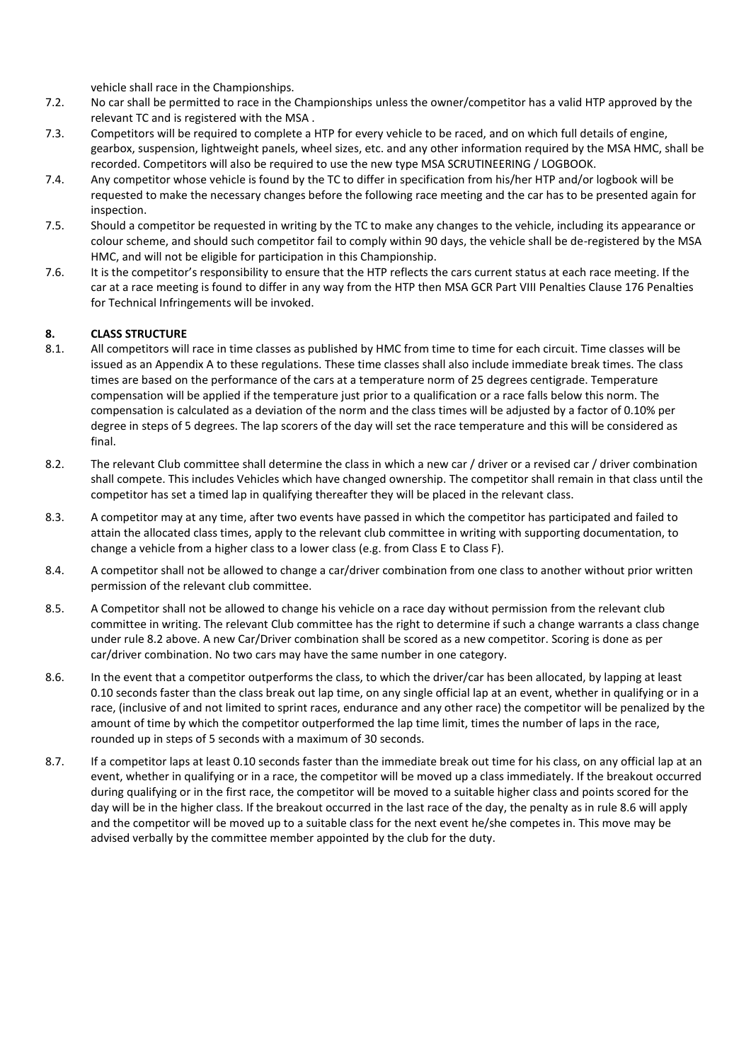vehicle shall race in the Championships.

7.2. No car shall be permitted to race in the Championships unless the owner/competitor has a valid HTP approved by the relevant TC and is registered with the MSA .

7.3. Competitors will be required to complete a HTP for every vehicle to be raced, and on which full details of engine, gearbox, suspension, lightweight panels, wheel sizes, etc. and any other information required by the MSA HMC, shall be recorded. Competitors will also be required to use the new type MSA SCRUTINEERING / LOGBOOK.

7.4. Any competitor whose vehicle is found by the TC to differ in specification from his/her HTP and/or logbook will be requested to make the necessary changes before the following race meeting and the car has to be presented again for inspection.

7.5. Should a competitor be requested in writing by the TC to make any changes to the vehicle, including its appearance or colour scheme, and should such competitor fail to comply within 90 days, the vehicle shall be de-registered by the MSA HMC, and will not be eligible for participation in this Championship.

7.6. It is the competitor's responsibility to ensure that the HTP reflects the cars current status at each race meeting. If the car at a race meeting is found to differ in any way from the HTP then MSA GCR Part VIII Penalties Clause 176 Penalties for Technical Infringements will be invoked.

## 8. CLASS STRUCTURE

8.1. All competitors will race in time classes as published by HMC from time to time for each circuit. Time classes will be issued as an Appendix A to these regulations. These time classes shall also include immediate break times. The class times are based on the performance of the cars at a temperature norm of 25 degrees centigrade. Temperature compensation will be applied if the temperature just prior to a qualification or a race falls below this norm. The compensation is calculated as a deviation of the norm and the class times will be adjusted by a factor of 0.10% per degree in steps of 5 degrees. The lap scorers of the day will set the race temperature and this will be considered as final.

8.2. The relevant Club committee shall determine the class in which a new car / driver or a revised car / driver combination shall compete. This includes Vehicles which have changed ownership. The competitor shall remain in that class until the competitor has set a timed lap in qualifying thereafter they will be placed in the relevant class.

8.3. A competitor may at any time, after two events have passed in which the competitor has participated and failed to attain the allocated class times, apply to the relevant club committee in writing with supporting documentation, to change a vehicle from a higher class to a lower class (e.g. from Class E to Class F).

8.4. A competitor shall not be allowed to change a car/driver combination from one class to another without prior written permission of the relevant club committee.

8.5. A Competitor shall not be allowed to change his vehicle on a race day without permission from the relevant club committee in writing. The relevant Club committee has the right to determine if such a change warrants a class change under rule 8.2 above. A new Car/Driver combination shall be scored as a new competitor. Scoring is done as per car/driver combination. No two cars may have the same number in one category.

8.6. In the event that a competitor outperforms the class, to which the driver/car has been allocated, by lapping at least 0.10 seconds faster than the class break out lap time, on any single official lap at an event, whether in qualifying or in a race, (inclusive of and not limited to sprint races, endurance and any other race) the competitor will be penalized by the amount of time by which the competitor outperformed the lap time limit, times the number of laps in the race, rounded up in steps of 5 seconds with a maximum of 30 seconds.

8.7. If a competitor laps at least 0.10 seconds faster than the immediate break out time for his class, on any official lap at an event, whether in qualifying or in a race, the competitor will be moved up a class immediately. If the breakout occurred during qualifying or in the first race, the competitor will be moved to a suitable higher class and points scored for the day will be in the higher class. If the breakout occurred in the last race of the day, the penalty as in rule 8.6 will apply and the competitor will be moved up to a suitable class for the next event he/she competes in. This move may be advised verbally by the committee member appointed by the club for the duty.